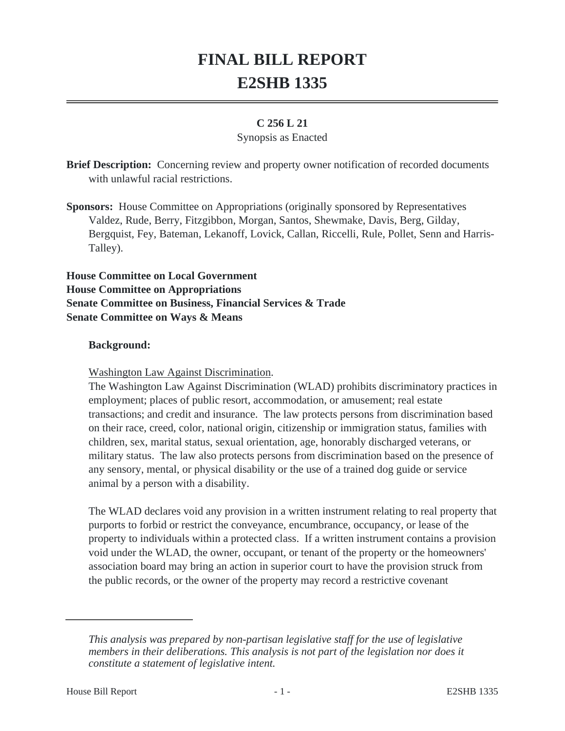# FINAL BILL REPORT
# E2SHB 1335

**C 256 L 21**

Synopsis as Enacted

**Brief Description:** Concerning review and property owner notification of recorded documents with unlawful racial restrictions.

**Sponsors:** House Committee on Appropriations (originally sponsored by Representatives Valdez, Rude, Berry, Fitzgibbon, Morgan, Santos, Shewmake, Davis, Berg, Gilday, Bergquist, Fey, Bateman, Lekanoff, Lovick, Callan, Riccelli, Rule, Pollet, Senn and Harris-Talley).

**House Committee on Local Government**
**House Committee on Appropriations**
**Senate Committee on Business, Financial Services & Trade**
**Senate Committee on Ways & Means**

**Background:**

Washington Law Against Discrimination.

The Washington Law Against Discrimination (WLAD) prohibits discriminatory practices in employment; places of public resort, accommodation, or amusement; real estate transactions; and credit and insurance. The law protects persons from discrimination based on their race, creed, color, national origin, citizenship or immigration status, families with children, sex, marital status, sexual orientation, age, honorably discharged veterans, or military status. The law also protects persons from discrimination based on the presence of any sensory, mental, or physical disability or the use of a trained dog guide or service animal by a person with a disability.

The WLAD declares void any provision in a written instrument relating to real property that purports to forbid or restrict the conveyance, encumbrance, occupancy, or lease of the property to individuals within a protected class. If a written instrument contains a provision void under the WLAD, the owner, occupant, or tenant of the property or the homeowners' association board may bring an action in superior court to have the provision struck from the public records, or the owner of the property may record a restrictive covenant

*This analysis was prepared by non-partisan legislative staff for the use of legislative members in their deliberations. This analysis is not part of the legislation nor does it constitute a statement of legislative intent.*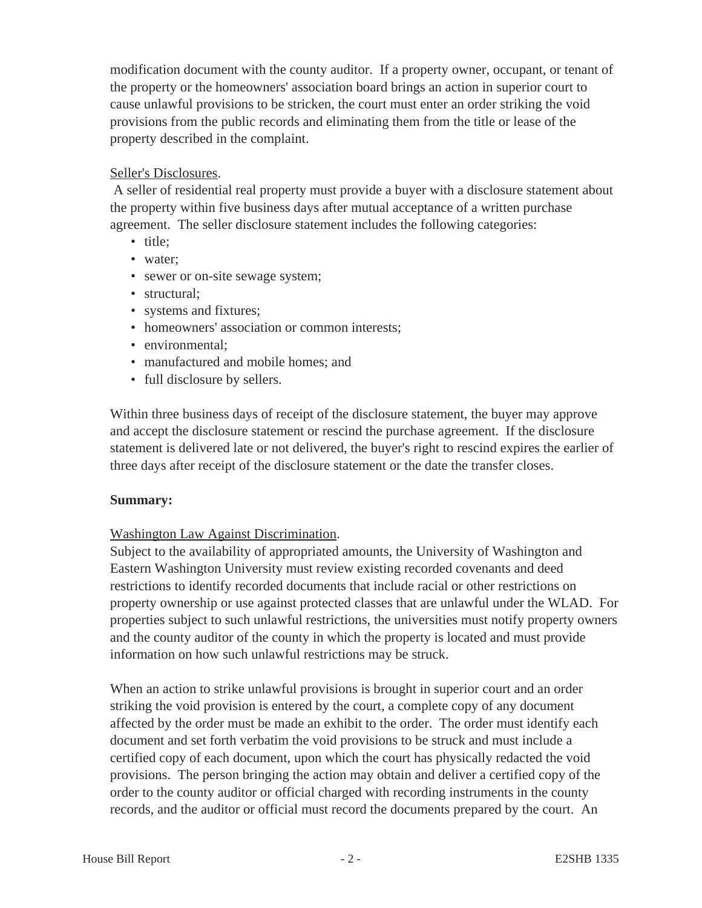modification document with the county auditor. If a property owner, occupant, or tenant of the property or the homeowners' association board brings an action in superior court to cause unlawful provisions to be stricken, the court must enter an order striking the void provisions from the public records and eliminating them from the title or lease of the property described in the complaint.

Seller's Disclosures.

A seller of residential real property must provide a buyer with a disclosure statement about the property within five business days after mutual acceptance of a written purchase agreement. The seller disclosure statement includes the following categories:

- title;
- water;
- sewer or on-site sewage system;
- structural;
- systems and fixtures;
- homeowners' association or common interests;
- environmental;
- manufactured and mobile homes; and
- full disclosure by sellers.

Within three business days of receipt of the disclosure statement, the buyer may approve and accept the disclosure statement or rescind the purchase agreement. If the disclosure statement is delivered late or not delivered, the buyer's right to rescind expires the earlier of three days after receipt of the disclosure statement or the date the transfer closes.

**Summary:**

Washington Law Against Discrimination.

Subject to the availability of appropriated amounts, the University of Washington and Eastern Washington University must review existing recorded covenants and deed restrictions to identify recorded documents that include racial or other restrictions on property ownership or use against protected classes that are unlawful under the WLAD. For properties subject to such unlawful restrictions, the universities must notify property owners and the county auditor of the county in which the property is located and must provide information on how such unlawful restrictions may be struck.

When an action to strike unlawful provisions is brought in superior court and an order striking the void provision is entered by the court, a complete copy of any document affected by the order must be made an exhibit to the order. The order must identify each document and set forth verbatim the void provisions to be struck and must include a certified copy of each document, upon which the court has physically redacted the void provisions. The person bringing the action may obtain and deliver a certified copy of the order to the county auditor or official charged with recording instruments in the county records, and the auditor or official must record the documents prepared by the court. An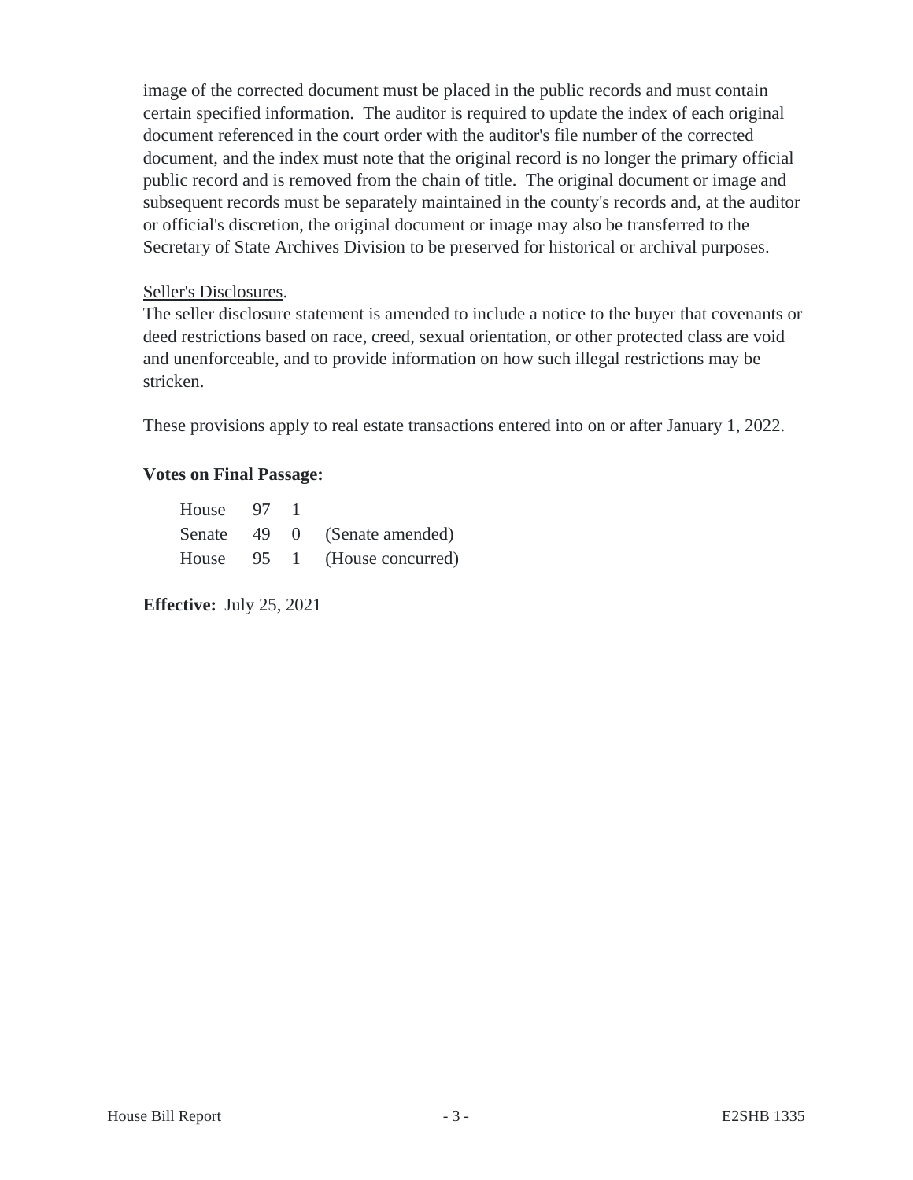image of the corrected document must be placed in the public records and must contain certain specified information. The auditor is required to update the index of each original document referenced in the court order with the auditor's file number of the corrected document, and the index must note that the original record is no longer the primary official public record and is removed from the chain of title. The original document or image and subsequent records must be separately maintained in the county's records and, at the auditor or official's discretion, the original document or image may also be transferred to the Secretary of State Archives Division to be preserved for historical or archival purposes.

Seller's Disclosures.
The seller disclosure statement is amended to include a notice to the buyer that covenants or deed restrictions based on race, creed, sexual orientation, or other protected class are void and unenforceable, and to provide information on how such illegal restrictions may be stricken.

These provisions apply to real estate transactions entered into on or after January 1, 2022.

**Votes on Final Passage:**

| | | | |
|---|---|---|---|
| House | 97 | 1 | |
| Senate | 49 | 0 | (Senate amended) |
| House | 95 | 1 | (House concurred) |

**Effective:** July 25, 2021